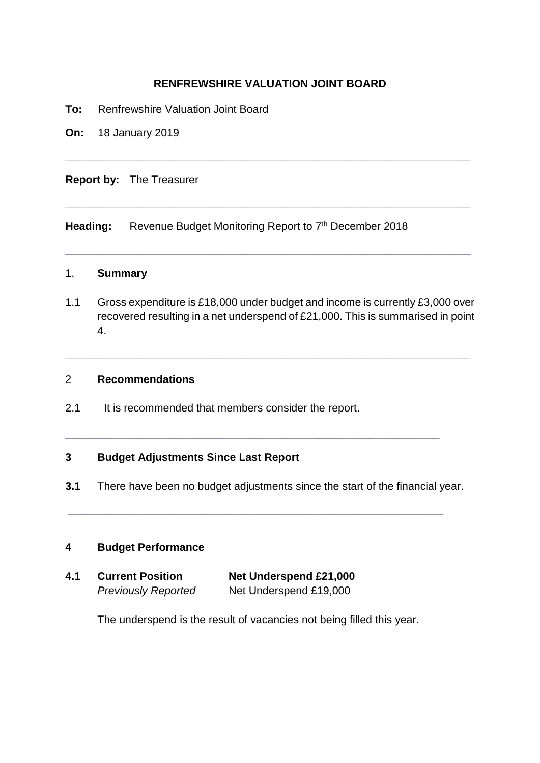**RENFREWSHIRE VALUATION JOINT BOARD**

**To:** Renfrewshire Valuation Joint Board

**On:** 18 January 2019

---

**Report by:** The Treasurer

---

**Heading:** Revenue Budget Monitoring Report to 7th December 2018

---

## 1. Summary

1.1 Gross expenditure is £18,000 under budget and income is currently £3,000 over recovered resulting in a net underspend of £21,000. This is summarised in point 4.

---

## 2 Recommendations

2.1 It is recommended that members consider the report.

---

## 3 Budget Adjustments Since Last Report

**3.1** There have been no budget adjustments since the start of the financial year.

---

## 4 Budget Performance

**4.1** **Current Position** **Net Underspend £21,000**
*Previously Reported* Net Underspend £19,000

The underspend is the result of vacancies not being filled this year.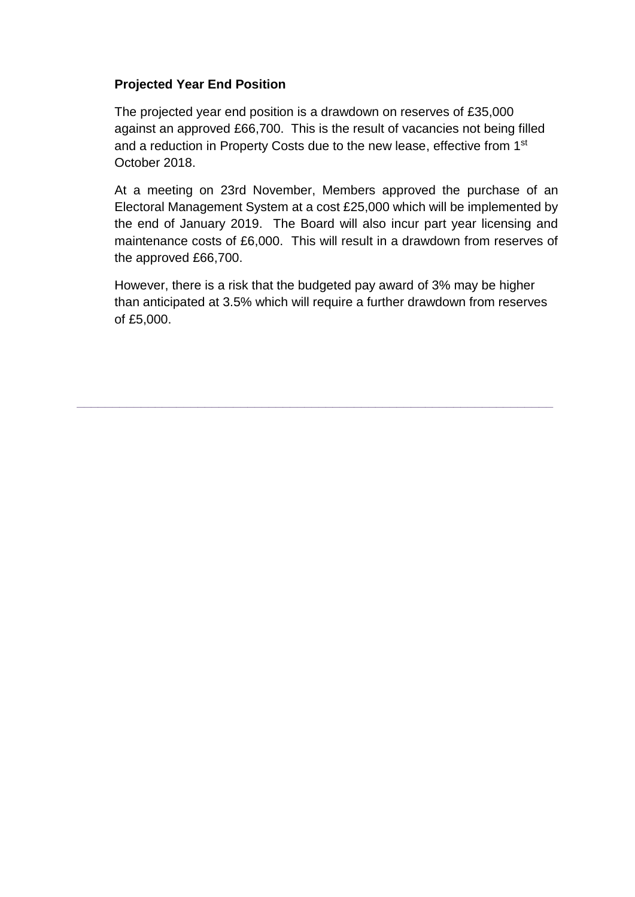**Projected Year End Position**

The projected year end position is a drawdown on reserves of £35,000 against an approved £66,700. This is the result of vacancies not being filled and a reduction in Property Costs due to the new lease, effective from 1st October 2018.

At a meeting on 23rd November, Members approved the purchase of an Electoral Management System at a cost £25,000 which will be implemented by the end of January 2019. The Board will also incur part year licensing and maintenance costs of £6,000. This will result in a drawdown from reserves of the approved £66,700.

However, there is a risk that the budgeted pay award of 3% may be higher than anticipated at 3.5% which will require a further drawdown from reserves of £5,000.

---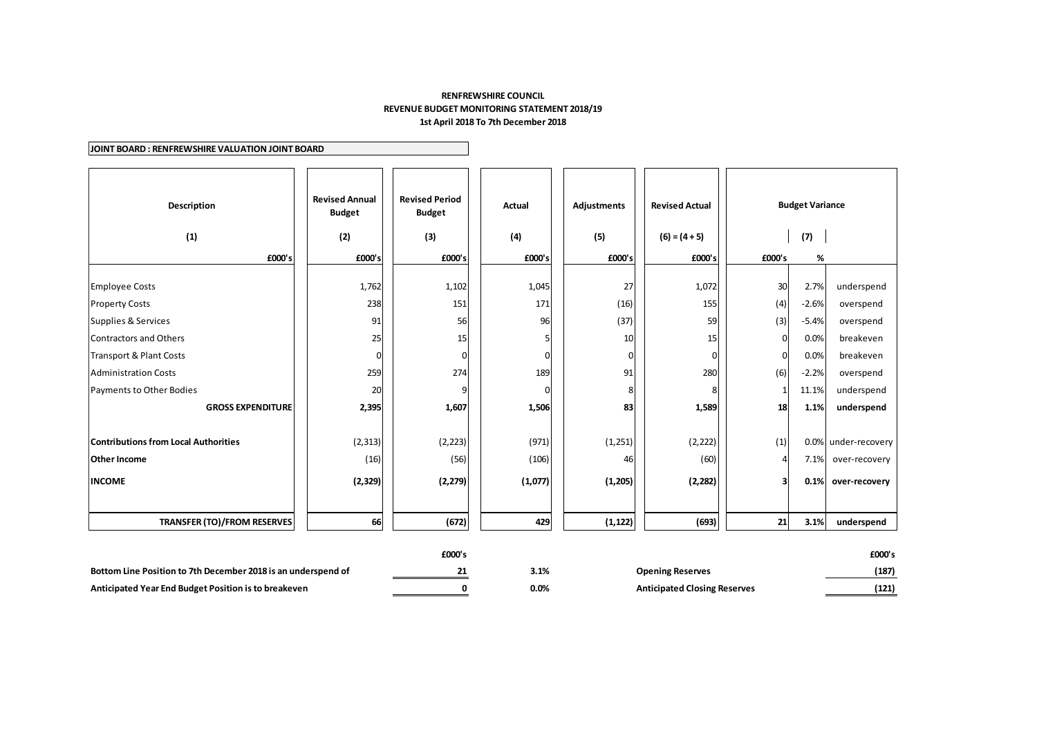**RENFREWSHIRE COUNCIL**
**REVENUE BUDGET MONITORING STATEMENT 2018/19**
**1st April 2018 To 7th December 2018**

**JOINT BOARD : RENFREWSHIRE VALUATION JOINT BOARD**

| Description | Revised Annual Budget | Revised Period Budget | Actual | Adjustments | Revised Actual | Budget Variance | | |
|---|---|---|---|---|---|---|---|---|
| (1) | (2) | (3) | (4) | (5) | (6) = (4 + 5) | (7) | | |
| £000's | £000's | £000's | £000's | £000's | £000's | £000's | % | |
| Employee Costs | 1,762 | 1,102 | 1,045 | 27 | 1,072 | 30 | 2.7% | underspend |
| Property Costs | 238 | 151 | 171 | (16) | 155 | (4) | -2.6% | overspend |
| Supplies & Services | 91 | 56 | 96 | (37) | 59 | (3) | -5.4% | overspend |
| Contractors and Others | 25 | 15 | 5 | 10 | 15 | 0 | 0.0% | breakeven |
| Transport & Plant Costs | 0 | 0 | 0 | 0 | 0 | 0 | 0.0% | breakeven |
| Administration Costs | 259 | 274 | 189 | 91 | 280 | (6) | -2.2% | overspend |
| Payments to Other Bodies | 20 | 9 | 0 | 8 | 8 | 1 | 11.1% | underspend |
| **GROSS EXPENDITURE** | **2,395** | **1,607** | **1,506** | **83** | **1,589** | **18** | **1.1%** | **underspend** |
| **Contributions from Local Authorities** | (2,313) | (2,223) | (971) | (1,251) | (2,222) | (1) | 0.0% | under-recovery |
| **Other Income** | (16) | (56) | (106) | 46 | (60) | 4 | 7.1% | over-recovery |
| **INCOME** | **(2,329)** | **(2,279)** | **(1,077)** | **(1,205)** | **(2,282)** | **3** | **0.1%** | **over-recovery** |
| **TRANSFER (TO)/FROM RESERVES** | **66** | **(672)** | **429** | **(1,122)** | **(693)** | **21** | **3.1%** | **underspend** |

| | £000's | | | £000's |
|---|---|---|---|---|
| **Bottom Line Position to 7th December 2018 is an underspend of** | **21** | **3.1%** | **Opening Reserves** | **(187)** |
| **Anticipated Year End Budget Position is to breakeven** | **0** | **0.0%** | **Anticipated Closing Reserves** | **(121)** |